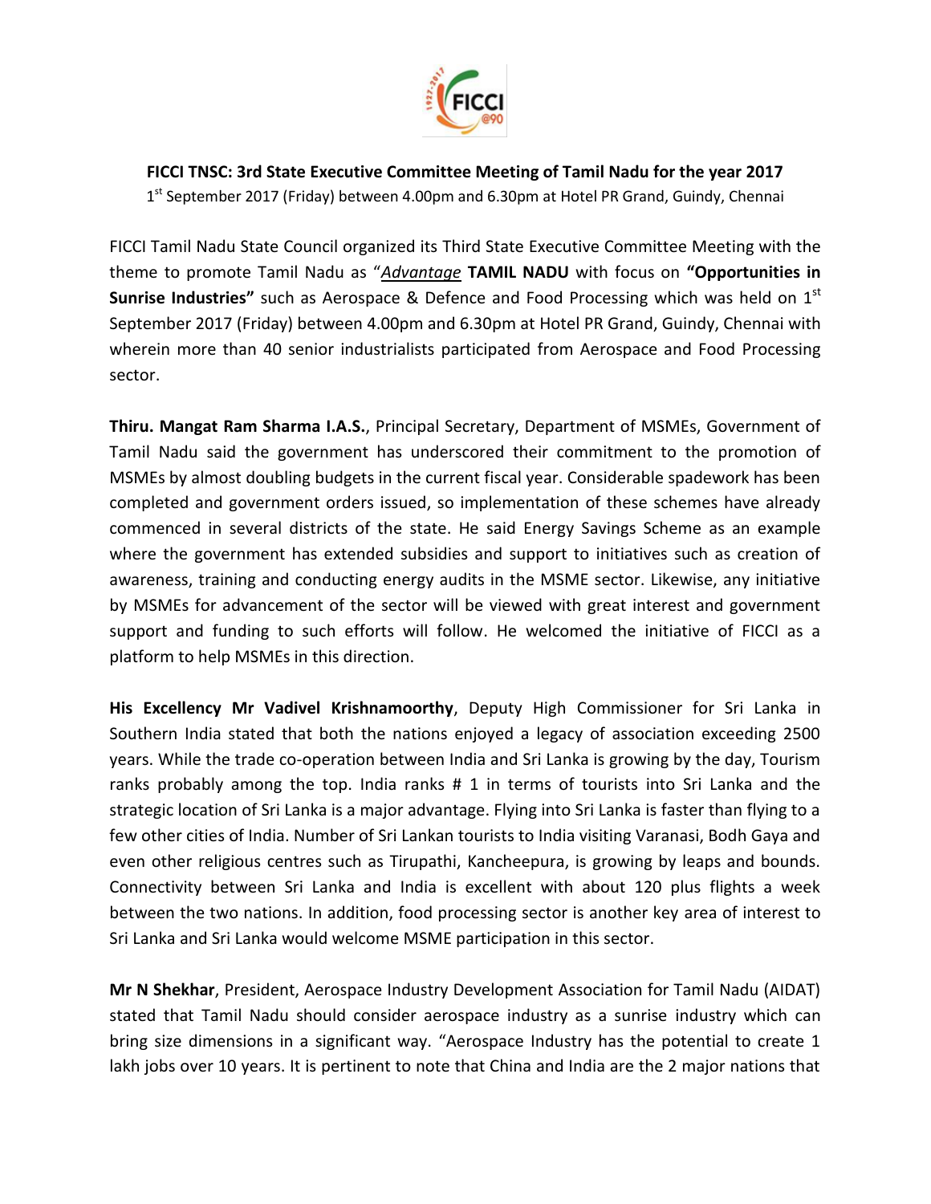**FICCI TNSC: 3rd State Executive Committee Meeting of Tamil Nadu for the year 2017**

1st September 2017 (Friday) between 4.00pm and 6.30pm at Hotel PR Grand, Guindy, Chennai

FICCI Tamil Nadu State Council organized its Third State Executive Committee Meeting with the theme to promote Tamil Nadu as "*Advantage* **TAMIL NADU** with focus on **"Opportunities in Sunrise Industries"** such as Aerospace & Defence and Food Processing which was held on 1st September 2017 (Friday) between 4.00pm and 6.30pm at Hotel PR Grand, Guindy, Chennai with wherein more than 40 senior industrialists participated from Aerospace and Food Processing sector.

**Thiru. Mangat Ram Sharma I.A.S.**, Principal Secretary, Department of MSMEs, Government of Tamil Nadu said the government has underscored their commitment to the promotion of MSMEs by almost doubling budgets in the current fiscal year. Considerable spadework has been completed and government orders issued, so implementation of these schemes have already commenced in several districts of the state. He said Energy Savings Scheme as an example where the government has extended subsidies and support to initiatives such as creation of awareness, training and conducting energy audits in the MSME sector. Likewise, any initiative by MSMEs for advancement of the sector will be viewed with great interest and government support and funding to such efforts will follow. He welcomed the initiative of FICCI as a platform to help MSMEs in this direction.

**His Excellency Mr Vadivel Krishnamoorthy**, Deputy High Commissioner for Sri Lanka in Southern India stated that both the nations enjoyed a legacy of association exceeding 2500 years. While the trade co-operation between India and Sri Lanka is growing by the day, Tourism ranks probably among the top. India ranks # 1 in terms of tourists into Sri Lanka and the strategic location of Sri Lanka is a major advantage. Flying into Sri Lanka is faster than flying to a few other cities of India. Number of Sri Lankan tourists to India visiting Varanasi, Bodh Gaya and even other religious centres such as Tirupathi, Kancheepura, is growing by leaps and bounds. Connectivity between Sri Lanka and India is excellent with about 120 plus flights a week between the two nations. In addition, food processing sector is another key area of interest to Sri Lanka and Sri Lanka would welcome MSME participation in this sector.

**Mr N Shekhar**, President, Aerospace Industry Development Association for Tamil Nadu (AIDAT) stated that Tamil Nadu should consider aerospace industry as a sunrise industry which can bring size dimensions in a significant way. "Aerospace Industry has the potential to create 1 lakh jobs over 10 years. It is pertinent to note that China and India are the 2 major nations that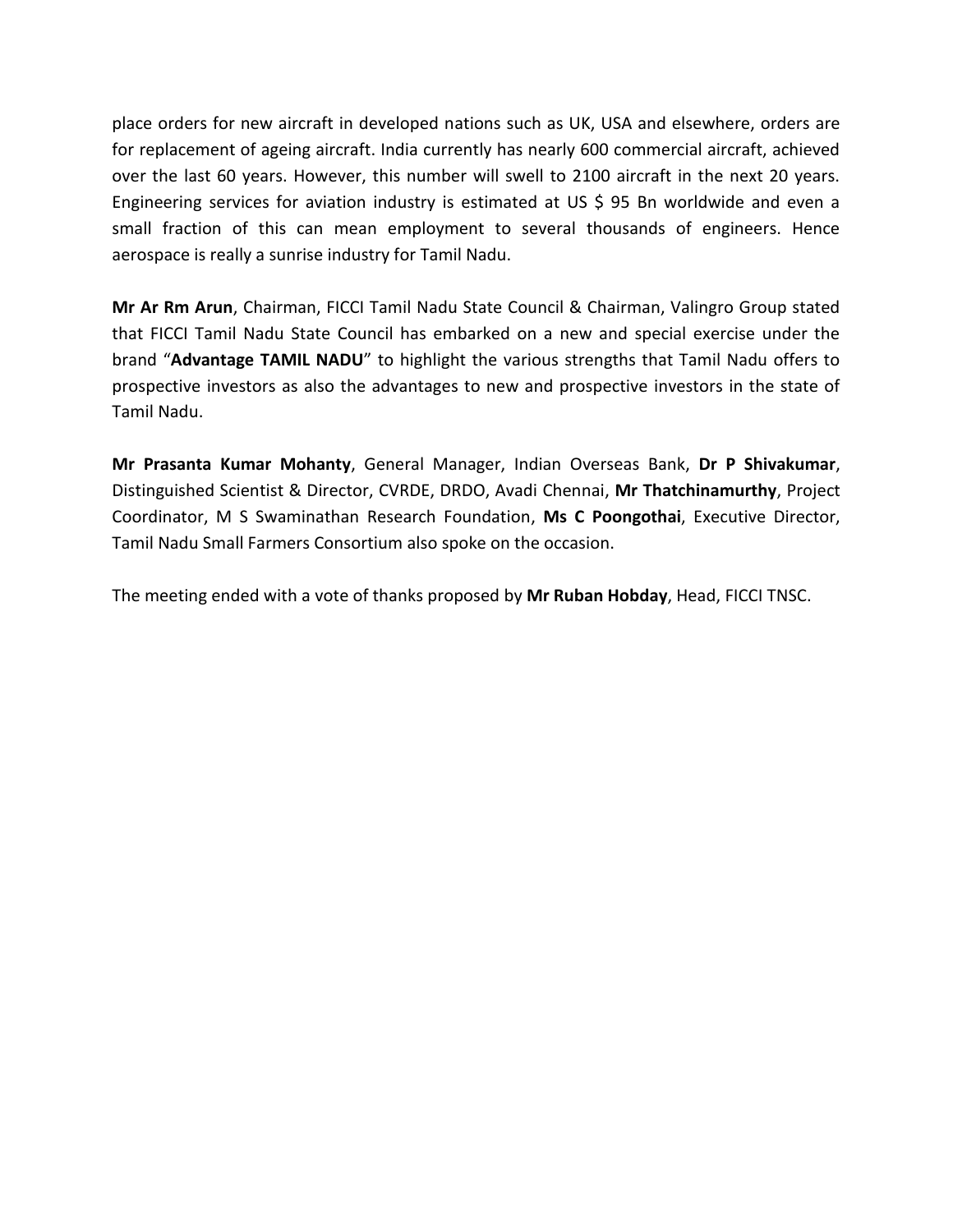place orders for new aircraft in developed nations such as UK, USA and elsewhere, orders are for replacement of ageing aircraft. India currently has nearly 600 commercial aircraft, achieved over the last 60 years. However, this number will swell to 2100 aircraft in the next 20 years. Engineering services for aviation industry is estimated at US $ 95 Bn worldwide and even a small fraction of this can mean employment to several thousands of engineers. Hence aerospace is really a sunrise industry for Tamil Nadu.

**Mr Ar Rm Arun**, Chairman, FICCI Tamil Nadu State Council & Chairman, Valingro Group stated that FICCI Tamil Nadu State Council has embarked on a new and special exercise under the brand "**Advantage TAMIL NADU**" to highlight the various strengths that Tamil Nadu offers to prospective investors as also the advantages to new and prospective investors in the state of Tamil Nadu.

**Mr Prasanta Kumar Mohanty**, General Manager, Indian Overseas Bank, **Dr P Shivakumar**, Distinguished Scientist & Director, CVRDE, DRDO, Avadi Chennai, **Mr Thatchinamurthy**, Project Coordinator, M S Swaminathan Research Foundation, **Ms C Poongothai**, Executive Director, Tamil Nadu Small Farmers Consortium also spoke on the occasion.

The meeting ended with a vote of thanks proposed by **Mr Ruban Hobday**, Head, FICCI TNSC.